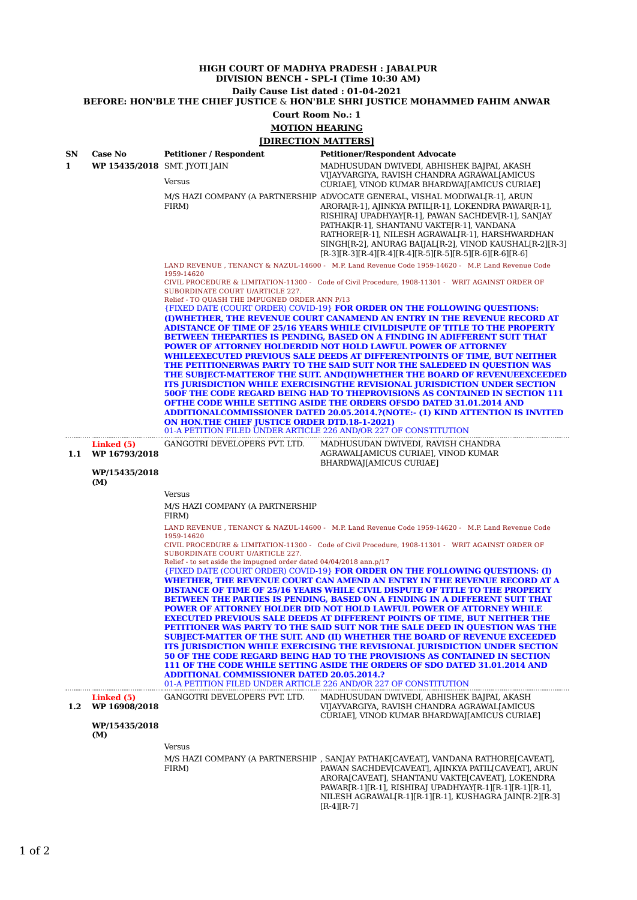**HIGH COURT OF MADHYA PRADESH : JABALPUR**
**DIVISION BENCH - SPL-I (Time 10:30 AM)**

**Daily Cause List dated : 01-04-2021**

**BEFORE: HON'BLE THE CHIEF JUSTICE & HON'BLE SHRI JUSTICE MOHAMMED FAHIM ANWAR**

**Court Room No.: 1**

**MOTION HEARING**

**[DIRECTION MATTERS]**

| SN | Case No | Petitioner / Respondent | Petitioner/Respondent Advocate |
|---|---|---|---|
| 1 | WP 15435/2018 | SMT. JYOTI JAIN<br>Versus<br>M/S HAZI COMPANY (A PARTNERSHIP FIRM) | MADHUSUDAN DWIVEDI, ABHISHEK BAJPAI, AKASH VIJAYVARGIYA, RAVISH CHANDRA AGRAWAL[AMICUS CURIAE], VINOD KUMAR BHARDWAJ[AMICUS CURIAE]<br>ADVOCATE GENERAL, VISHAL MODIWAL[R-1], ARUN ARORA[R-1], AJINKYA PATIL[R-1], LOKENDRA PAWAR[R-1], RISHIRAJ UPADHYAY[R-1], PAWAN SACHDEV[R-1], SANJAY PATHAK[R-1], SHANTANU VAKTE[R-1], VANDANA RATHORE[R-1], NILESH AGRAWAL[R-1], HARSHWARDHAN SINGH[R-2], ANURAG BAIJAL[R-2], VINOD KAUSHAL[R-2][R-3][R-3][R-3][R-4][R-4][R-4][R-5][R-5][R-6][R-6][R-6] |
| | | LAND REVENUE , TENANCY & NAZUL-14600 - M.P. Land Revenue Code 1959-14620 - M.P. Land Revenue Code 1959-14620<br>CIVIL PROCEDURE & LIMITATION-11300 - Code of Civil Procedure, 1908-11301 - WRIT AGAINST ORDER OF SUBORDINATE COURT U/ARTICLE 227.<br>Relief - TO QUASH THE IMPUGNED ORDER ANN P/13<br>{FIXED DATE (COURT ORDER) COVID-19} **FOR ORDER ON THE FOLLOWING QUESTIONS: (I)WHETHER, THE REVENUE COURT CANAMEND AN ENTRY IN THE REVENUE RECORD AT ADISTANCE OF TIME OF 25/16 YEARS WHILE CIVILDISPUTE OF TITLE TO THE PROPERTY BETWEEN THEPARTIES IS PENDING, BASED ON A FINDING IN ADIFFERENT SUIT THAT POWER OF ATTORNEY HOLDERDID NOT HOLD LAWFUL POWER OF ATTORNEY WHILEEXECUTED PREVIOUS SALE DEEDS AT DIFFERENTPOINTS OF TIME, BUT NEITHER THE PETITIONERWAS PARTY TO THE SAID SUIT NOR THE SALEDEED IN QUESTION WAS THE SUBJECT-MATTEROF THE SUIT. AND(II)WHETHER THE BOARD OF REVENUEEXCEEDED ITS JURISDICTION WHILE EXERCISINGTHE REVISIONAL JURISDICTION UNDER SECTION 50OF THE CODE REGARD BEING HAD TO THEPROVISIONS AS CONTAINED IN SECTION 111 OFTHE CODE WHILE SETTING ASIDE THE ORDERS OFSDO DATED 31.01.2014 AND ADDITIONALCOMMISSIONER DATED 20.05.2014.?(NOTE:- (1) KIND ATTENTION IS INVITED ON HON.THE CHIEF JUSTICE ORDER DTD.18-1-2021)**<br>01-A PETITION FILED UNDER ARTICLE 226 AND/OR 227 OF CONSTITUTION | |
| 1.1 | **Linked (5)**<br>WP 16793/2018<br>WP/15435/2018 (M) | GANGOTRI DEVELOPERS PVT. LTD.<br>Versus<br>M/S HAZI COMPANY (A PARTNERSHIP FIRM) | MADHUSUDAN DWIVEDI, RAVISH CHANDRA AGRAWAL[AMICUS CURIAE], VINOD KUMAR BHARDWAJ[AMICUS CURIAE] |
| | | LAND REVENUE , TENANCY & NAZUL-14600 - M.P. Land Revenue Code 1959-14620 - M.P. Land Revenue Code 1959-14620<br>CIVIL PROCEDURE & LIMITATION-11300 - Code of Civil Procedure, 1908-11301 - WRIT AGAINST ORDER OF SUBORDINATE COURT U/ARTICLE 227.<br>Relief - to set aside the impugned order dated 04/04/2018 ann.p/17<br>{FIXED DATE (COURT ORDER) COVID-19} **FOR ORDER ON THE FOLLOWING QUESTIONS: (I) WHETHER, THE REVENUE COURT CAN AMEND AN ENTRY IN THE REVENUE RECORD AT A DISTANCE OF TIME OF 25/16 YEARS WHILE CIVIL DISPUTE OF TITLE TO THE PROPERTY BETWEEN THE PARTIES IS PENDING, BASED ON A FINDING IN A DIFFERENT SUIT THAT POWER OF ATTORNEY HOLDER DID NOT HOLD LAWFUL POWER OF ATTORNEY WHILE EXECUTED PREVIOUS SALE DEEDS AT DIFFERENT POINTS OF TIME, BUT NEITHER THE PETITIONER WAS PARTY TO THE SAID SUIT NOR THE SALE DEED IN QUESTION WAS THE SUBJECT-MATTER OF THE SUIT. AND (II) WHETHER THE BOARD OF REVENUE EXCEEDED ITS JURISDICTION WHILE EXERCISING THE REVISIONAL JURISDICTION UNDER SECTION 50 OF THE CODE REGARD BEING HAD TO THE PROVISIONS AS CONTAINED IN SECTION 111 OF THE CODE WHILE SETTING ASIDE THE ORDERS OF SDO DATED 31.01.2014 AND ADDITIONAL COMMISSIONER DATED 20.05.2014.?**<br>01-A PETITION FILED UNDER ARTICLE 226 AND/OR 227 OF CONSTITUTION | |
| 1.2 | **Linked (5)**<br>WP 16908/2018<br>WP/15435/2018 (M) | GANGOTRI DEVELOPERS PVT. LTD.<br>Versus<br>M/S HAZI COMPANY (A PARTNERSHIP FIRM) | MADHUSUDAN DWIVEDI, ABHISHEK BAJPAI, AKASH VIJAYVARGIYA, RAVISH CHANDRA AGRAWAL[AMICUS CURIAE], VINOD KUMAR BHARDWAJ[AMICUS CURIAE]<br>, SANJAY PATHAK[CAVEAT], VANDANA RATHORE[CAVEAT], PAWAN SACHDEV[CAVEAT], AJINKYA PATIL[CAVEAT], ARUN ARORA[CAVEAT], SHANTANU VAKTE[CAVEAT], LOKENDRA PAWAR[R-1][R-1], RISHIRAJ UPADHYAY[R-1][R-1][R-1][R-1], NILESH AGRAWAL[R-1][R-1][R-1], KUSHAGRA JAIN[R-2][R-3][R-4][R-7] |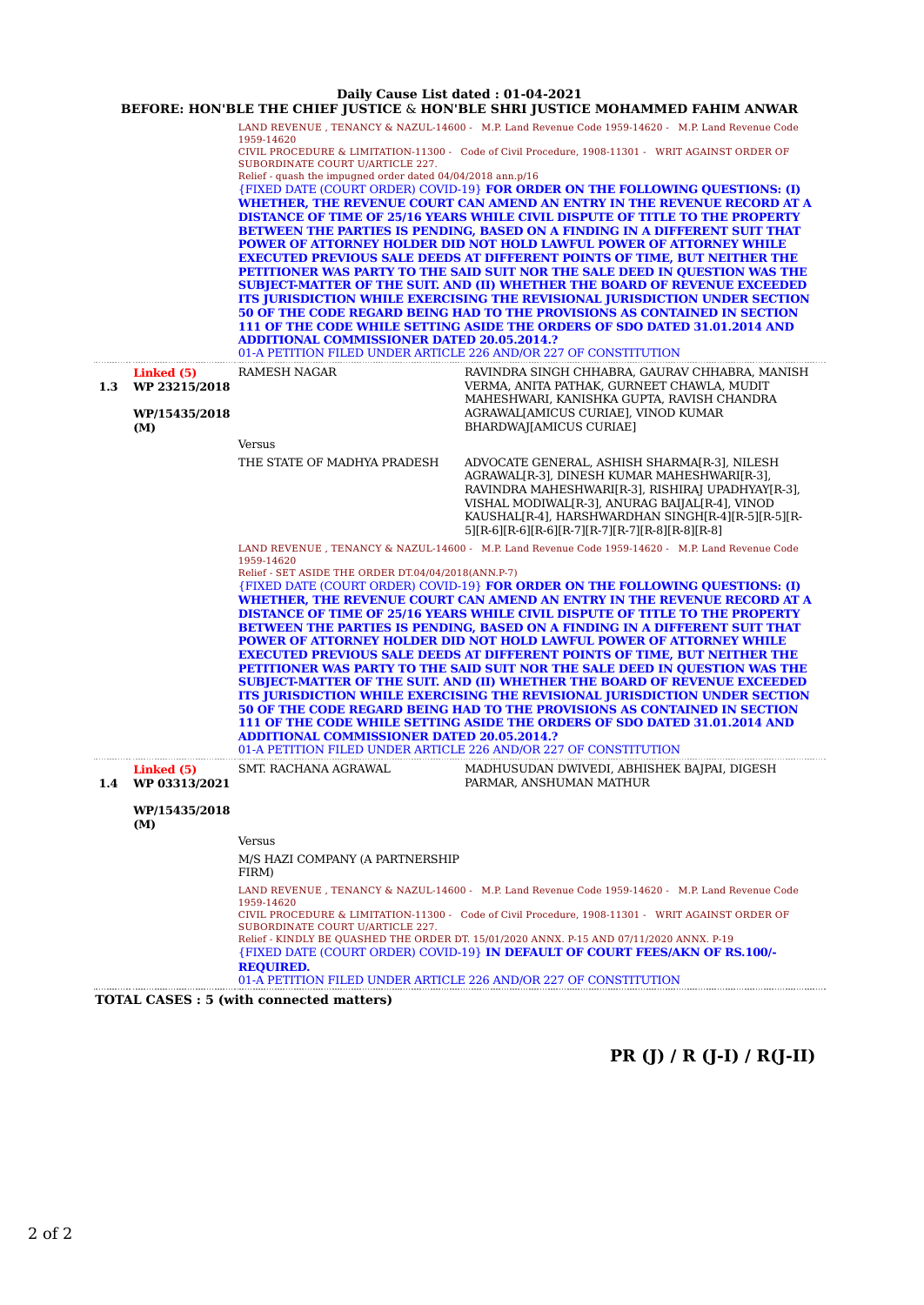**Daily Cause List dated : 01-04-2021**

**BEFORE: HON'BLE THE CHIEF JUSTICE & HON'BLE SHRI JUSTICE MOHAMMED FAHIM ANWAR**

LAND REVENUE , TENANCY & NAZUL-14600 - M.P. Land Revenue Code 1959-14620 - M.P. Land Revenue Code 1959-14620

CIVIL PROCEDURE & LIMITATION-11300 - Code of Civil Procedure, 1908-11301 - WRIT AGAINST ORDER OF SUBORDINATE COURT U/ARTICLE 227.

Relief - quash the impugned order dated 04/04/2018 ann.p/16

{FIXED DATE (COURT ORDER) COVID-19} **FOR ORDER ON THE FOLLOWING QUESTIONS: (I) WHETHER, THE REVENUE COURT CAN AMEND AN ENTRY IN THE REVENUE RECORD AT A DISTANCE OF TIME OF 25/16 YEARS WHILE CIVIL DISPUTE OF TITLE TO THE PROPERTY BETWEEN THE PARTIES IS PENDING, BASED ON A FINDING IN A DIFFERENT SUIT THAT POWER OF ATTORNEY HOLDER DID NOT HOLD LAWFUL POWER OF ATTORNEY WHILE EXECUTED PREVIOUS SALE DEEDS AT DIFFERENT POINTS OF TIME, BUT NEITHER THE PETITIONER WAS PARTY TO THE SAID SUIT NOR THE SALE DEED IN QUESTION WAS THE SUBJECT-MATTER OF THE SUIT. AND (II) WHETHER THE BOARD OF REVENUE EXCEEDED ITS JURISDICTION WHILE EXERCISING THE REVISIONAL JURISDICTION UNDER SECTION 50 OF THE CODE REGARD BEING HAD TO THE PROVISIONS AS CONTAINED IN SECTION 111 OF THE CODE WHILE SETTING ASIDE THE ORDERS OF SDO DATED 31.01.2014 AND ADDITIONAL COMMISSIONER DATED 20.05.2014.?**

01-A PETITION FILED UNDER ARTICLE 226 AND/OR 227 OF CONSTITUTION

| | | | |
|---|---|---|---|
| **1.3** | **Linked (5)**<br>**WP 23215/2018**<br><br>**WP/15435/2018 (M)** | RAMESH NAGAR | RAVINDRA SINGH CHHABRA, GAURAV CHHABRA, MANISH VERMA, ANITA PATHAK, GURNEET CHAWLA, MUDIT MAHESHWARI, KANISHKA GUPTA, RAVISH CHANDRA AGRAWAL[AMICUS CURIAE], VINOD KUMAR BHARDWAJ[AMICUS CURIAE] |
| | | Versus | |
| | | THE STATE OF MADHYA PRADESH | ADVOCATE GENERAL, ASHISH SHARMA[R-3], NILESH AGRAWAL[R-3], DINESH KUMAR MAHESHWARI[R-3], RAVINDRA MAHESHWARI[R-3], RISHIRAJ UPADHYAY[R-3], VISHAL MODIWAL[R-3], ANURAG BAIJAL[R-4], VINOD KAUSHAL[R-4], HARSHWARDHAN SINGH[R-4][R-5][R-5][R-6][R-6][R-6][R-7][R-7][R-7][R-8][R-8][R-8] |

LAND REVENUE , TENANCY & NAZUL-14600 - M.P. Land Revenue Code 1959-14620 - M.P. Land Revenue Code 1959-14620

Relief - SET ASIDE THE ORDER DT.04/04/2018(ANN.P-7)

{FIXED DATE (COURT ORDER) COVID-19} **FOR ORDER ON THE FOLLOWING QUESTIONS: (I) WHETHER, THE REVENUE COURT CAN AMEND AN ENTRY IN THE REVENUE RECORD AT A DISTANCE OF TIME OF 25/16 YEARS WHILE CIVIL DISPUTE OF TITLE TO THE PROPERTY BETWEEN THE PARTIES IS PENDING, BASED ON A FINDING IN A DIFFERENT SUIT THAT POWER OF ATTORNEY HOLDER DID NOT HOLD LAWFUL POWER OF ATTORNEY WHILE EXECUTED PREVIOUS SALE DEEDS AT DIFFERENT POINTS OF TIME, BUT NEITHER THE PETITIONER WAS PARTY TO THE SAID SUIT NOR THE SALE DEED IN QUESTION WAS THE SUBJECT-MATTER OF THE SUIT. AND (II) WHETHER THE BOARD OF REVENUE EXCEEDED ITS JURISDICTION WHILE EXERCISING THE REVISIONAL JURISDICTION UNDER SECTION 50 OF THE CODE REGARD BEING HAD TO THE PROVISIONS AS CONTAINED IN SECTION 111 OF THE CODE WHILE SETTING ASIDE THE ORDERS OF SDO DATED 31.01.2014 AND ADDITIONAL COMMISSIONER DATED 20.05.2014.?**

01-A PETITION FILED UNDER ARTICLE 226 AND/OR 227 OF CONSTITUTION

| | | | |
|---|---|---|---|
| **1.4** | **Linked (5)**<br>**WP 03313/2021**<br><br>**WP/15435/2018 (M)** | SMT. RACHANA AGRAWAL | MADHUSUDAN DWIVEDI, ABHISHEK BAJPAI, DIGESH PARMAR, ANSHUMAN MATHUR |
| | | Versus | |
| | | M/S HAZI COMPANY (A PARTNERSHIP FIRM) | |

LAND REVENUE , TENANCY & NAZUL-14600 - M.P. Land Revenue Code 1959-14620 - M.P. Land Revenue Code 1959-14620

CIVIL PROCEDURE & LIMITATION-11300 - Code of Civil Procedure, 1908-11301 - WRIT AGAINST ORDER OF SUBORDINATE COURT U/ARTICLE 227.

Relief - KINDLY BE QUASHED THE ORDER DT. 15/01/2020 ANNX. P-15 AND 07/11/2020 ANNX. P-19

{FIXED DATE (COURT ORDER) COVID-19} **IN DEFAULT OF COURT FEES/AKN OF RS.100/- REQUIRED.**

01-A PETITION FILED UNDER ARTICLE 226 AND/OR 227 OF CONSTITUTION

**TOTAL CASES : 5 (with connected matters)**

**PR (J) / R (J-I) / R(J-II)**